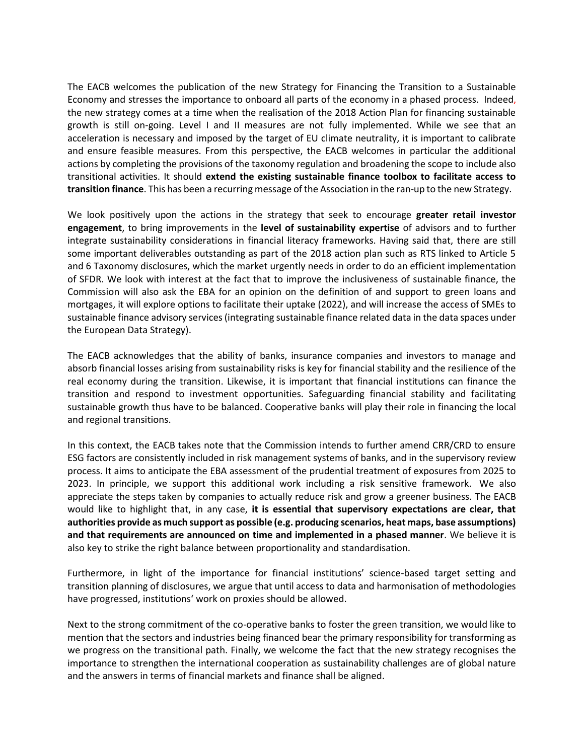The EACB welcomes the publication of the new Strategy for Financing the Transition to a Sustainable Economy and stresses the importance to onboard all parts of the economy in a phased process. Indeed, the new strategy comes at a time when the realisation of the 2018 Action Plan for financing sustainable growth is still on-going. Level I and II measures are not fully implemented. While we see that an acceleration is necessary and imposed by the target of EU climate neutrality, it is important to calibrate and ensure feasible measures. From this perspective, the EACB welcomes in particular the additional actions by completing the provisions of the taxonomy regulation and broadening the scope to include also transitional activities. It should **extend the existing sustainable finance toolbox to facilitate access to transition finance**. This has been a recurring message of the Association in the ran-up to the new Strategy.

We look positively upon the actions in the strategy that seek to encourage **greater retail investor engagement**, to bring improvements in the **level of sustainability expertise** of advisors and to further integrate sustainability considerations in financial literacy frameworks. Having said that, there are still some important deliverables outstanding as part of the 2018 action plan such as RTS linked to Article 5 and 6 Taxonomy disclosures, which the market urgently needs in order to do an efficient implementation of SFDR. We look with interest at the fact that to improve the inclusiveness of sustainable finance, the Commission will also ask the EBA for an opinion on the definition of and support to green loans and mortgages, it will explore options to facilitate their uptake (2022), and will increase the access of SMEs to sustainable finance advisory services (integrating sustainable finance related data in the data spaces under the European Data Strategy).

The EACB acknowledges that the ability of banks, insurance companies and investors to manage and absorb financial losses arising from sustainability risks is key for financial stability and the resilience of the real economy during the transition. Likewise, it is important that financial institutions can finance the transition and respond to investment opportunities. Safeguarding financial stability and facilitating sustainable growth thus have to be balanced. Cooperative banks will play their role in financing the local and regional transitions.

In this context, the EACB takes note that the Commission intends to further amend CRR/CRD to ensure ESG factors are consistently included in risk management systems of banks, and in the supervisory review process. It aims to anticipate the EBA assessment of the prudential treatment of exposures from 2025 to 2023. In principle, we support this additional work including a risk sensitive framework. We also appreciate the steps taken by companies to actually reduce risk and grow a greener business. The EACB would like to highlight that, in any case, **it is essential that supervisory expectations are clear, that authorities provide as much support as possible (e.g. producing scenarios, heat maps, base assumptions) and that requirements are announced on time and implemented in a phased manner**. We believe it is also key to strike the right balance between proportionality and standardisation.

Furthermore, in light of the importance for financial institutions' science-based target setting and transition planning of disclosures, we argue that until access to data and harmonisation of methodologies have progressed, institutions' work on proxies should be allowed.

Next to the strong commitment of the co-operative banks to foster the green transition, we would like to mention that the sectors and industries being financed bear the primary responsibility for transforming as we progress on the transitional path. Finally, we welcome the fact that the new strategy recognises the importance to strengthen the international cooperation as sustainability challenges are of global nature and the answers in terms of financial markets and finance shall be aligned.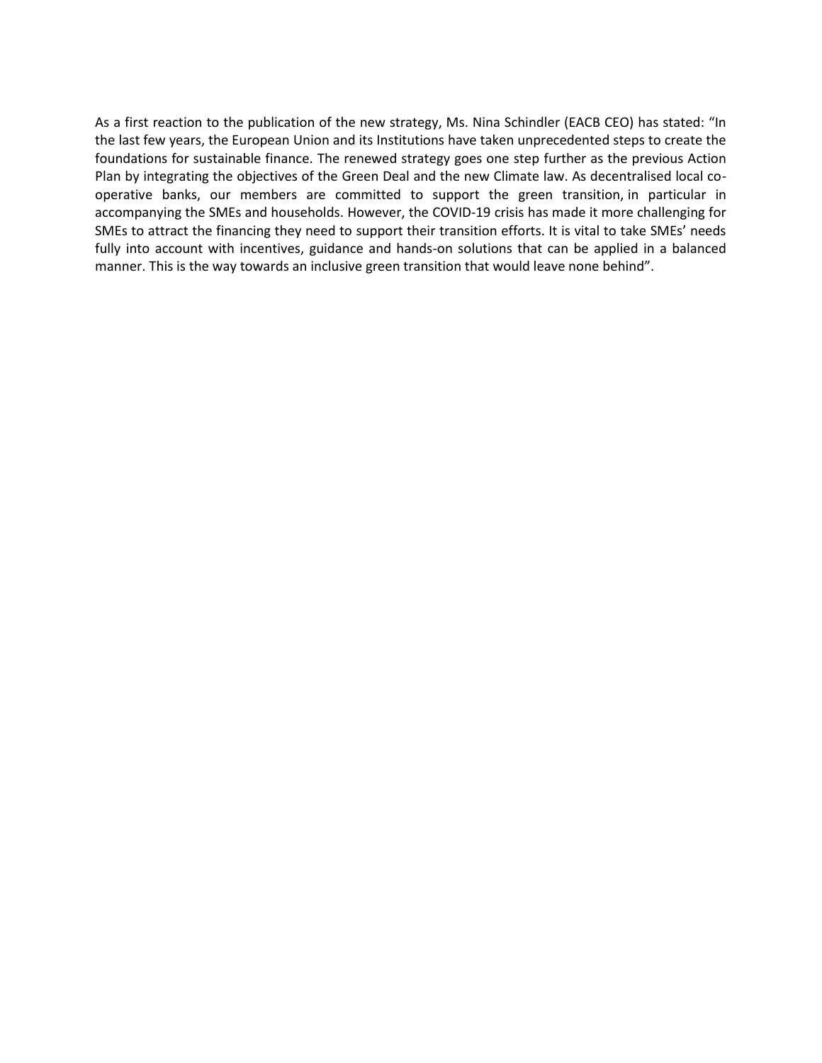As a first reaction to the publication of the new strategy, Ms. Nina Schindler (EACB CEO) has stated: "In the last few years, the European Union and its Institutions have taken unprecedented steps to create the foundations for sustainable finance. The renewed strategy goes one step further as the previous Action Plan by integrating the objectives of the Green Deal and the new Climate law. As decentralised local co-operative banks, our members are committed to support the green transition, in particular in accompanying the SMEs and households. However, the COVID-19 crisis has made it more challenging for SMEs to attract the financing they need to support their transition efforts. It is vital to take SMEs' needs fully into account with incentives, guidance and hands-on solutions that can be applied in a balanced manner. This is the way towards an inclusive green transition that would leave none behind".